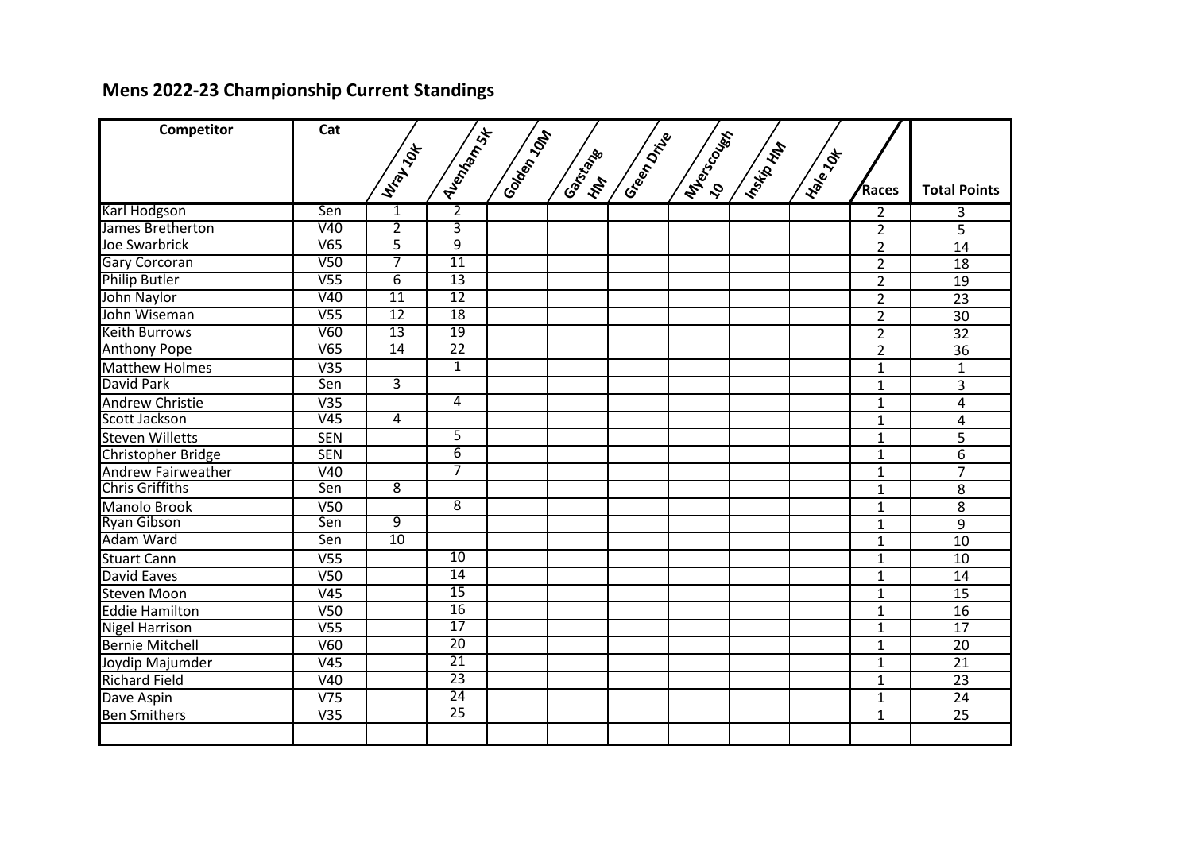## Mens 2022-23 Championship Current Standings

| Competitor | Cat | Wray 10K | Avenham 5K | Golden 10M | Garstang HM | Green Drive | Myerscough 10 | Inskip HM | Hale 10K | Races | Total Points |
|---|---|---|---|---|---|---|---|---|---|---|---|
| Karl Hodgson | Sen | 1 | 2 | | | | | | | 2 | 3 |
| James Bretherton | V40 | 2 | 3 | | | | | | | 2 | 5 |
| Joe Swarbrick | V65 | 5 | 9 | | | | | | | 2 | 14 |
| Gary Corcoran | V50 | 7 | 11 | | | | | | | 2 | 18 |
| Philip Butler | V55 | 6 | 13 | | | | | | | 2 | 19 |
| John Naylor | V40 | 11 | 12 | | | | | | | 2 | 23 |
| John Wiseman | V55 | 12 | 18 | | | | | | | 2 | 30 |
| Keith Burrows | V60 | 13 | 19 | | | | | | | 2 | 32 |
| Anthony Pope | V65 | 14 | 22 | | | | | | | 2 | 36 |
| Matthew Holmes | V35 | | 1 | | | | | | | 1 | 1 |
| David Park | Sen | 3 | | | | | | | | 1 | 3 |
| Andrew Christie | V35 | | 4 | | | | | | | 1 | 4 |
| Scott Jackson | V45 | 4 | | | | | | | | 1 | 4 |
| Steven Willetts | SEN | | 5 | | | | | | | 1 | 5 |
| Christopher Bridge | SEN | | 6 | | | | | | | 1 | 6 |
| Andrew Fairweather | V40 | | 7 | | | | | | | 1 | 7 |
| Chris Griffiths | Sen | 8 | | | | | | | | 1 | 8 |
| Manolo Brook | V50 | | 8 | | | | | | | 1 | 8 |
| Ryan Gibson | Sen | 9 | | | | | | | | 1 | 9 |
| Adam Ward | Sen | 10 | | | | | | | | 1 | 10 |
| Stuart Cann | V55 | | 10 | | | | | | | 1 | 10 |
| David Eaves | V50 | | 14 | | | | | | | 1 | 14 |
| Steven Moon | V45 | | 15 | | | | | | | 1 | 15 |
| Eddie Hamilton | V50 | | 16 | | | | | | | 1 | 16 |
| Nigel Harrison | V55 | | 17 | | | | | | | 1 | 17 |
| Bernie Mitchell | V60 | | 20 | | | | | | | 1 | 20 |
| Joydip Majumder | V45 | | 21 | | | | | | | 1 | 21 |
| Richard Field | V40 | | 23 | | | | | | | 1 | 23 |
| Dave Aspin | V75 | | 24 | | | | | | | 1 | 24 |
| Ben Smithers | V35 | | 25 | | | | | | | 1 | 25 |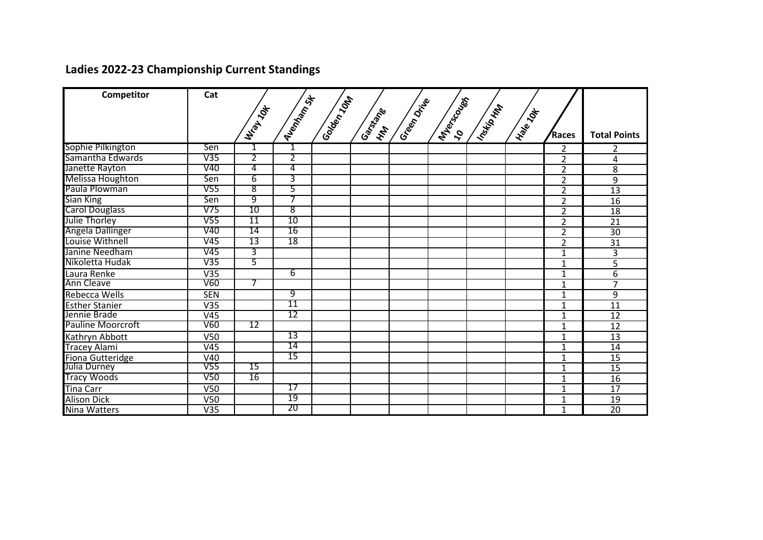## Ladies 2022-23 Championship Current Standings

| Competitor | Cat | Wray 10K | Avenham 5K | Golden 10M | Garstang HM | Green Drive | Myerscough 10 | Inskip HM | Hale 10K | Races | Total Points |
|---|---|---|---|---|---|---|---|---|---|---|---|
| Sophie Pilkington | Sen | 1 | 1 | | | | | | | 2 | 2 |
| Samantha Edwards | V35 | 2 | 2 | | | | | | | 2 | 4 |
| Janette Rayton | V40 | 4 | 4 | | | | | | | 2 | 8 |
| Melissa Houghton | Sen | 6 | 3 | | | | | | | 2 | 9 |
| Paula Plowman | V55 | 8 | 5 | | | | | | | 2 | 13 |
| Sian King | Sen | 9 | 7 | | | | | | | 2 | 16 |
| Carol Douglass | V75 | 10 | 8 | | | | | | | 2 | 18 |
| Julie Thorley | V55 | 11 | 10 | | | | | | | 2 | 21 |
| Angela Dallinger | V40 | 14 | 16 | | | | | | | 2 | 30 |
| Louise Withnell | V45 | 13 | 18 | | | | | | | 2 | 31 |
| Janine Needham | V45 | 3 | | | | | | | | 1 | 3 |
| Nikoletta Hudak | V35 | 5 | | | | | | | | 1 | 5 |
| Laura Renke | V35 | | 6 | | | | | | | 1 | 6 |
| Ann Cleave | V60 | 7 | | | | | | | | 1 | 7 |
| Rebecca Wells | SEN | | 9 | | | | | | | 1 | 9 |
| Esther Stanier | V35 | | 11 | | | | | | | 1 | 11 |
| Jennie Brade | V45 | | 12 | | | | | | | 1 | 12 |
| Pauline Moorcroft | V60 | 12 | | | | | | | | 1 | 12 |
| Kathryn Abbott | V50 | | 13 | | | | | | | 1 | 13 |
| Tracey Alami | V45 | | 14 | | | | | | | 1 | 14 |
| Fiona Gutteridge | V40 | | 15 | | | | | | | 1 | 15 |
| Julia Durney | V55 | 15 | | | | | | | | 1 | 15 |
| Tracy Woods | V50 | 16 | | | | | | | | 1 | 16 |
| Tina Carr | V50 | | 17 | | | | | | | 1 | 17 |
| Alison Dick | V50 | | 19 | | | | | | | 1 | 19 |
| Nina Watters | V35 | | 20 | | | | | | | 1 | 20 |